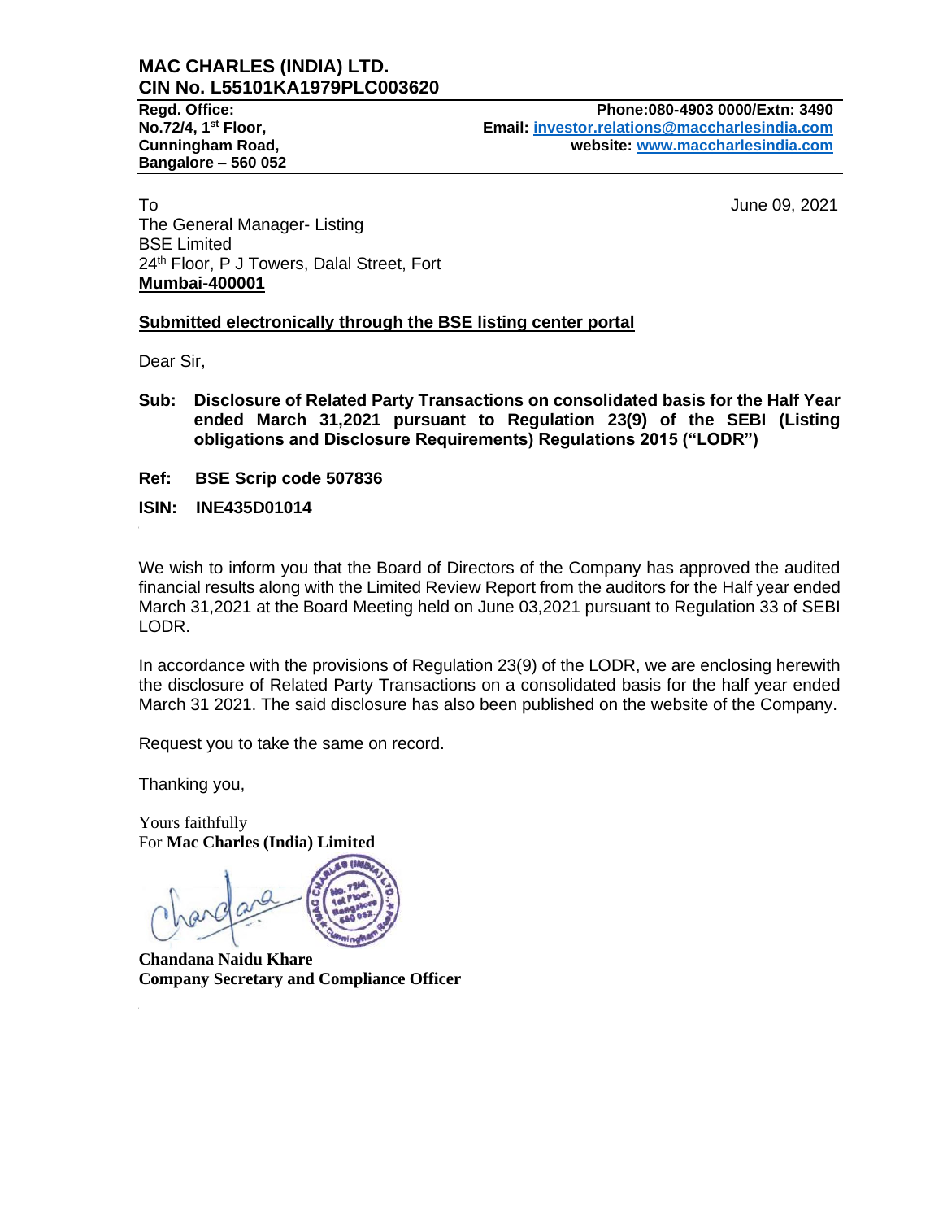# MAC CHARLES (INDIA) LTD.
## CIN No. L55101KA1979PLC003620

**Regd. Office:**
**No.72/4, 1st Floor,**
**Cunningham Road,**
**Bangalore – 560 052**

**Phone:080-4903 0000/Extn: 3490**
**Email: investor.relations@maccharlesindia.com**
**website: www.maccharlesindia.com**

To
The General Manager- Listing
BSE Limited
24th Floor, P J Towers, Dalal Street, Fort
**Mumbai-400001**

June 09, 2021

**Submitted electronically through the BSE listing center portal**

Dear Sir,

**Sub: Disclosure of Related Party Transactions on consolidated basis for the Half Year ended March 31,2021 pursuant to Regulation 23(9) of the SEBI (Listing obligations and Disclosure Requirements) Regulations 2015 ("LODR")**

**Ref: BSE Scrip code 507836**

**ISIN: INE435D01014**

We wish to inform you that the Board of Directors of the Company has approved the audited financial results along with the Limited Review Report from the auditors for the Half year ended March 31,2021 at the Board Meeting held on June 03,2021 pursuant to Regulation 33 of SEBI LODR.

In accordance with the provisions of Regulation 23(9) of the LODR, we are enclosing herewith the disclosure of Related Party Transactions on a consolidated basis for the half year ended March 31 2021. The said disclosure has also been published on the website of the Company.

Request you to take the same on record.

Thanking you,

Yours faithfully
For **Mac Charles (India) Limited**

**Chandana Naidu Khare**
**Company Secretary and Compliance Officer**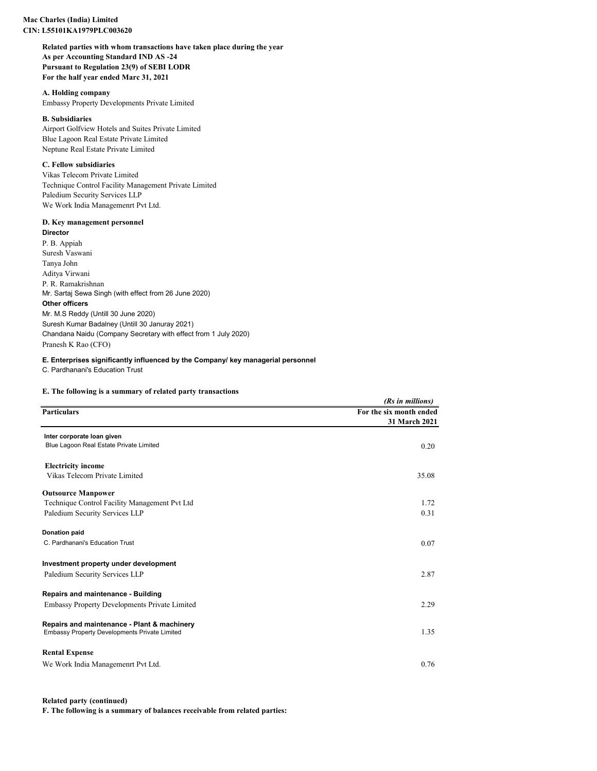**Mac Charles (India) Limited**
**CIN: L55101KA1979PLC003620**

**Related parties with whom transactions have taken place during the year**
**As per Accounting Standard IND AS -24**
**Pursuant to Regulation 23(9) of SEBI LODR**
**For the half year ended Marc 31, 2021**

**A. Holding company**

Embassy Property Developments Private Limited

**B. Subsidiaries**

Airport Golfview Hotels and Suites Private Limited
Blue Lagoon Real Estate Private Limited
Neptune Real Estate Private Limited

**C. Fellow subsidiaries**

Vikas Telecom Private Limited
Technique Control Facility Management Private Limited
Paledium Security Services LLP
We Work India Managemenrt Pvt Ltd.

**D. Key management personnel**

**Director**

P. B. Appiah
Suresh Vaswani
Tanya John
Aditya Virwani
P. R. Ramakrishnan
Mr. Sartaj Sewa Singh (with effect from 26 June 2020)

**Other officers**

Mr. M.S Reddy (Untill 30 June 2020)
Suresh Kumar Badalney (Untill 30 Januray 2021)
Chandana Naidu (Company Secretary with effect from 1 July 2020)
Pranesh K Rao (CFO)

**E. Enterprises significantly influenced by the Company/ key managerial personnel**

C. Pardhanani's Education Trust

**E. The following is a summary of related party transactions**

*(Rs in millions)*

| **Particulars** | **For the six month ended 31 March 2021** |
|---|---|
| **Inter corporate loan given** | |
| Blue Lagoon Real Estate Private Limited | 0.20 |
| **Electricity income** | |
| Vikas Telecom Private Limited | 35.08 |
| **Outsource Manpower** | |
| Technique Control Facility Management Pvt Ltd | 1.72 |
| Paledium Security Services LLP | 0.31 |
| **Donation paid** | |
| C. Pardhanani's Education Trust | 0.07 |
| **Investment property under development** | |
| Paledium Security Services LLP | 2.87 |
| **Repairs and maintenance - Building** | |
| Embassy Property Developments Private Limited | 2.29 |
| **Repairs and maintenance - Plant & machinery** | |
| Embassy Property Developments Private Limited | 1.35 |
| **Rental Expense** | |
| We Work India Managemenrt Pvt Ltd. | 0.76 |

**Related party (continued)**

**F. The following is a summary of balances receivable from related parties:**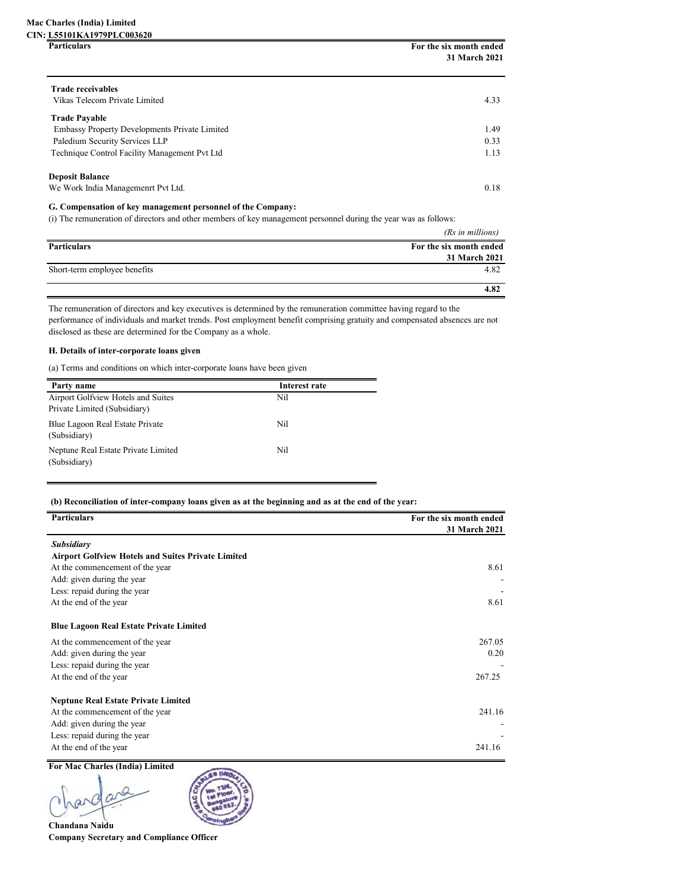| Particulars | For the six month ended 31 March 2021 |
|---|---|
| **Trade receivables** | |
| Vikas Telecom Private Limited | 4.33 |
| **Trade Payable** | |
| Embassy Property Developments Private Limited | 1.49 |
| Paledium Security Services LLP | 0.33 |
| Technique Control Facility Management Pvt Ltd | 1.13 |
| **Deposit Balance** | |
| We Work India Managemenrt Pvt Ltd. | 0.18 |

**G. Compensation of key management personnel of the Company:**

(i) The remuneration of directors and other members of key management personnel during the year was as follows:

*(Rs in millions)*

| Particulars | For the six month ended 31 March 2021 |
|---|---|
| Short-term employee benefits | 4.82 |
| | **4.82** |

The remuneration of directors and key executives is determined by the remuneration committee having regard to the performance of individuals and market trends. Post employment benefit comprising gratuity and compensated absences are not disclosed as these are determined for the Company as a whole.

**H. Details of inter-corporate loans given**

(a) Terms and conditions on which inter-corporate loans have been given

| Party name | Interest rate |
|---|---|
| Airport Golfview Hotels and Suites Private Limited (Subsidiary) | Nil |
| Blue Lagoon Real Estate Private (Subsidiary) | Nil |
| Neptune Real Estate Private Limited (Subsidiary) | Nil |

**(b) Reconciliation of inter-company loans given as at the beginning and as at the end of the year:**

| Particulars | For the six month ended 31 March 2021 |
|---|---|
| ***Subsidiary*** | |
| **Airport Golfview Hotels and Suites Private Limited** | |
| At the commencement of the year | 8.61 |
| Add: given during the year | - |
| Less: repaid during the year | - |
| At the end of the year | 8.61 |
| **Blue Lagoon Real Estate Private Limited** | |
| At the commencement of the year | 267.05 |
| Add: given during the year | 0.20 |
| Less: repaid during the year | - |
| At the end of the year | 267.25 |
| **Neptune Real Estate Private Limited** | |
| At the commencement of the year | 241.16 |
| Add: given during the year | - |
| Less: repaid during the year | - |
| At the end of the year | 241.16 |

**For Mac Charles (India) Limited**

**Chandana Naidu**
**Company Secretary and Compliance Officer**